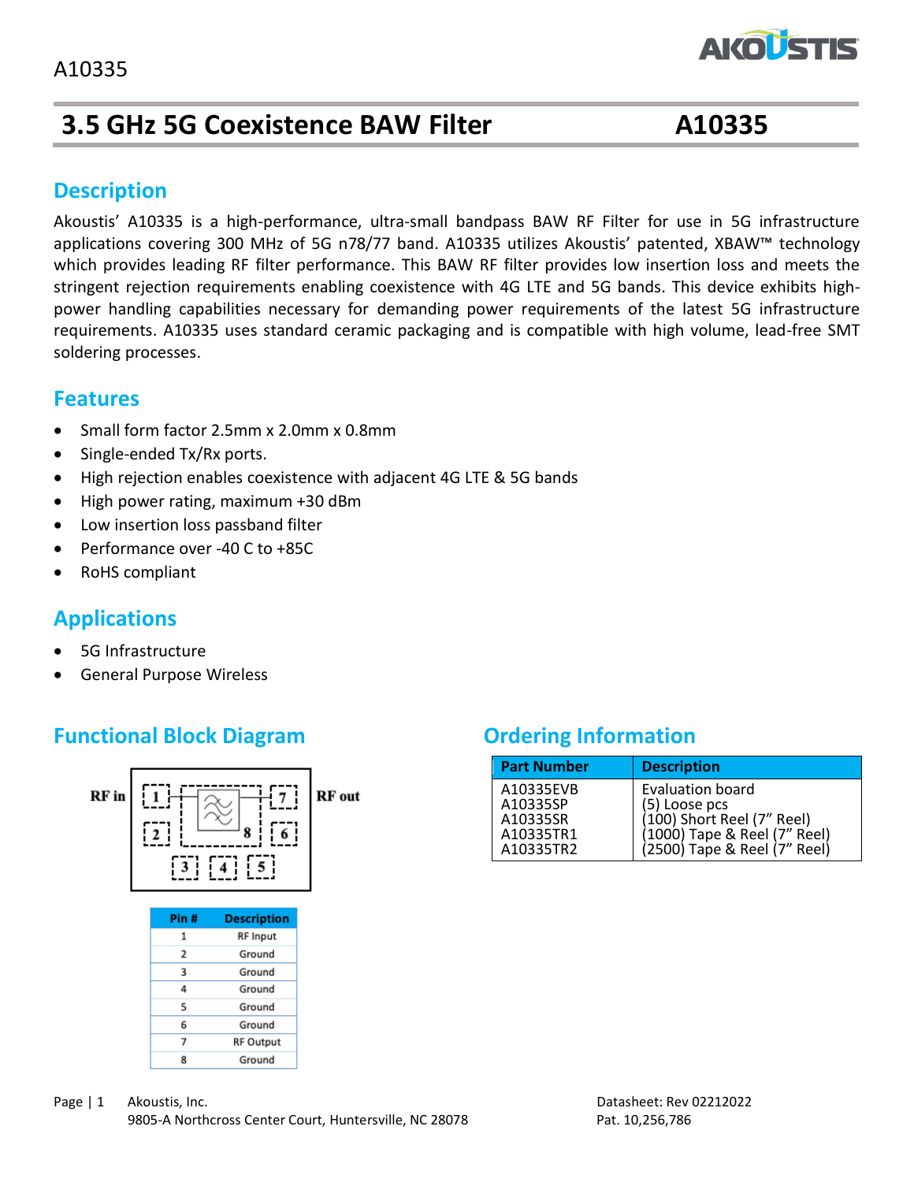# 3.5 GHz 5G Coexistence BAW Filter — A10335

## Description

Akoustis' A10335 is a high-performance, ultra-small bandpass BAW RF Filter for use in 5G infrastructure applications covering 300 MHz of 5G n78/77 band. A10335 utilizes Akoustis' patented, XBAW™ technology which provides leading RF filter performance. This BAW RF filter provides low insertion loss and meets the stringent rejection requirements enabling coexistence with 4G LTE and 5G bands. This device exhibits high-power handling capabilities necessary for demanding power requirements of the latest 5G infrastructure requirements. A10335 uses standard ceramic packaging and is compatible with high volume, lead-free SMT soldering processes.

## Features

- Small form factor 2.5mm x 2.0mm x 0.8mm
- Single-ended Tx/Rx ports.
- High rejection enables coexistence with adjacent 4G LTE & 5G bands
- High power rating, maximum +30 dBm
- Low insertion loss passband filter
- Performance over -40 C to +85C
- RoHS compliant

## Applications

- 5G Infrastructure
- General Purpose Wireless

## Functional Block Diagram

RF in — 1, 2, 3, 4, 5, 6, 7, 8 — RF out

| Pin # | Description |
|---|---|
| 1 | RF Input |
| 2 | Ground |
| 3 | Ground |
| 4 | Ground |
| 5 | Ground |
| 6 | Ground |
| 7 | RF Output |
| 8 | Ground |

## Ordering Information

| Part Number | Description |
|---|---|
| A10335EVB | Evaluation board |
| A10335SP | (5) Loose pcs |
| A10335SR | (100) Short Reel (7" Reel) |
| A10335TR1 | (1000) Tape & Reel (7" Reel) |
| A10335TR2 | (2500) Tape & Reel (7" Reel) |

Akoustis, Inc.
9805-A Northcross Center Court, Huntersville, NC 28078

Datasheet: Rev 02212022
Pat. 10,256,786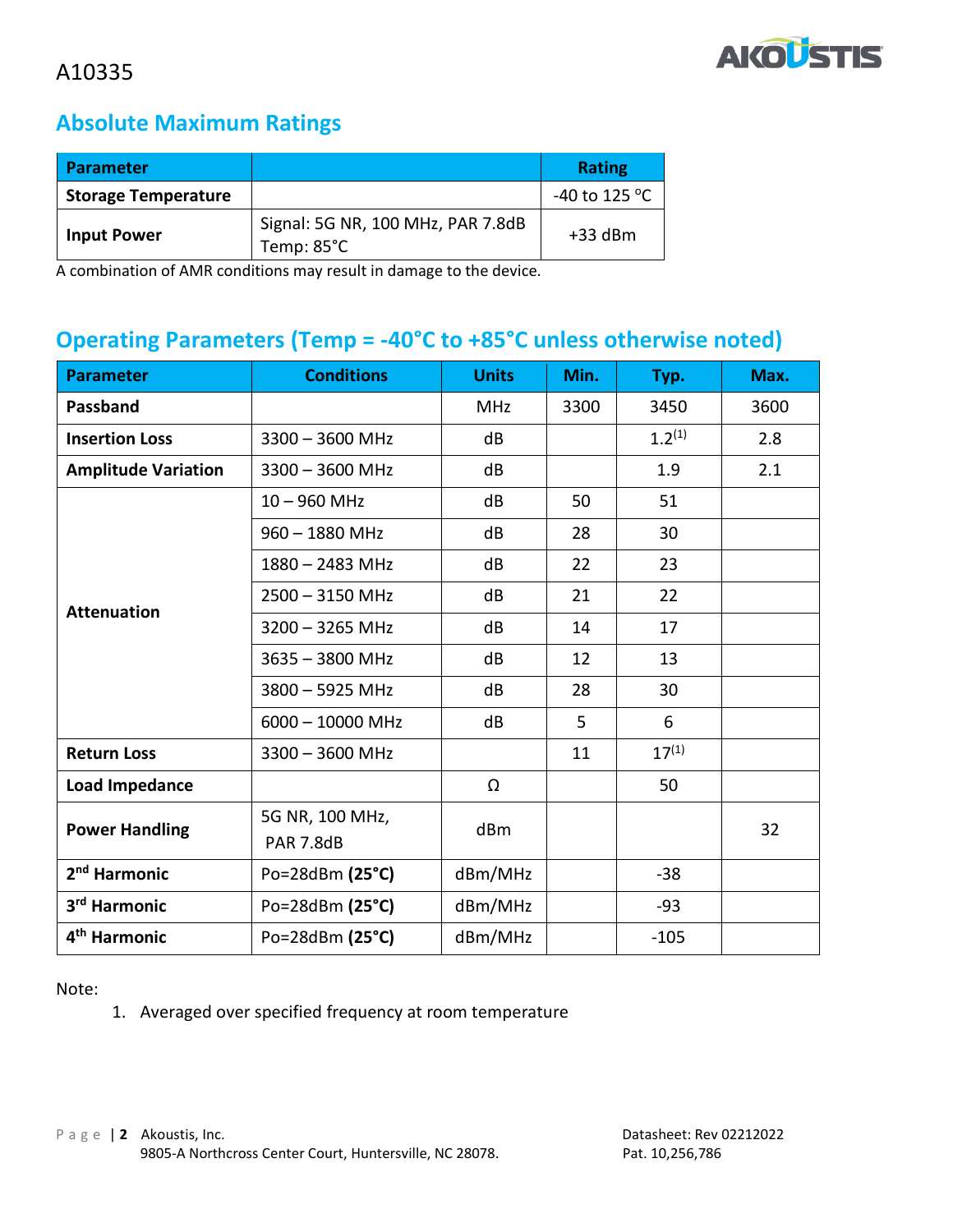## Absolute Maximum Ratings

| Parameter | | Rating |
|---|---|---|
| Storage Temperature | | -40 to 125 °C |
| Input Power | Signal: 5G NR, 100 MHz, PAR 7.8dB<br>Temp: 85°C | +33 dBm |

A combination of AMR conditions may result in damage to the device.

## Operating Parameters (Temp = -40°C to +85°C unless otherwise noted)

| Parameter | Conditions | Units | Min. | Typ. | Max. |
|---|---|---|---|---|---|
| Passband | | MHz | 3300 | 3450 | 3600 |
| Insertion Loss | 3300 – 3600 MHz | dB | | 1.2[1] | 2.8 |
| Amplitude Variation | 3300 – 3600 MHz | dB | | 1.9 | 2.1 |
| Attenuation | 10 – 960 MHz | dB | 50 | 51 | |
| | 960 – 1880 MHz | dB | 28 | 30 | |
| | 1880 – 2483 MHz | dB | 22 | 23 | |
| | 2500 – 3150 MHz | dB | 21 | 22 | |
| | 3200 – 3265 MHz | dB | 14 | 17 | |
| | 3635 – 3800 MHz | dB | 12 | 13 | |
| | 3800 – 5925 MHz | dB | 28 | 30 | |
| | 6000 – 10000 MHz | dB | 5 | 6 | |
| Return Loss | 3300 – 3600 MHz | | 11 | 17[1] | |
| Load Impedance | | Ω | | 50 | |
| Power Handling | 5G NR, 100 MHz, PAR 7.8dB | dBm | | | 32 |
| 2nd Harmonic | Po=28dBm **(25°C)** | dBm/MHz | | -38 | |
| 3rd Harmonic | Po=28dBm **(25°C)** | dBm/MHz | | -93 | |
| 4th Harmonic | Po=28dBm **(25°C)** | dBm/MHz | | -105 | |

Note:

1. Averaged over specified frequency at room temperature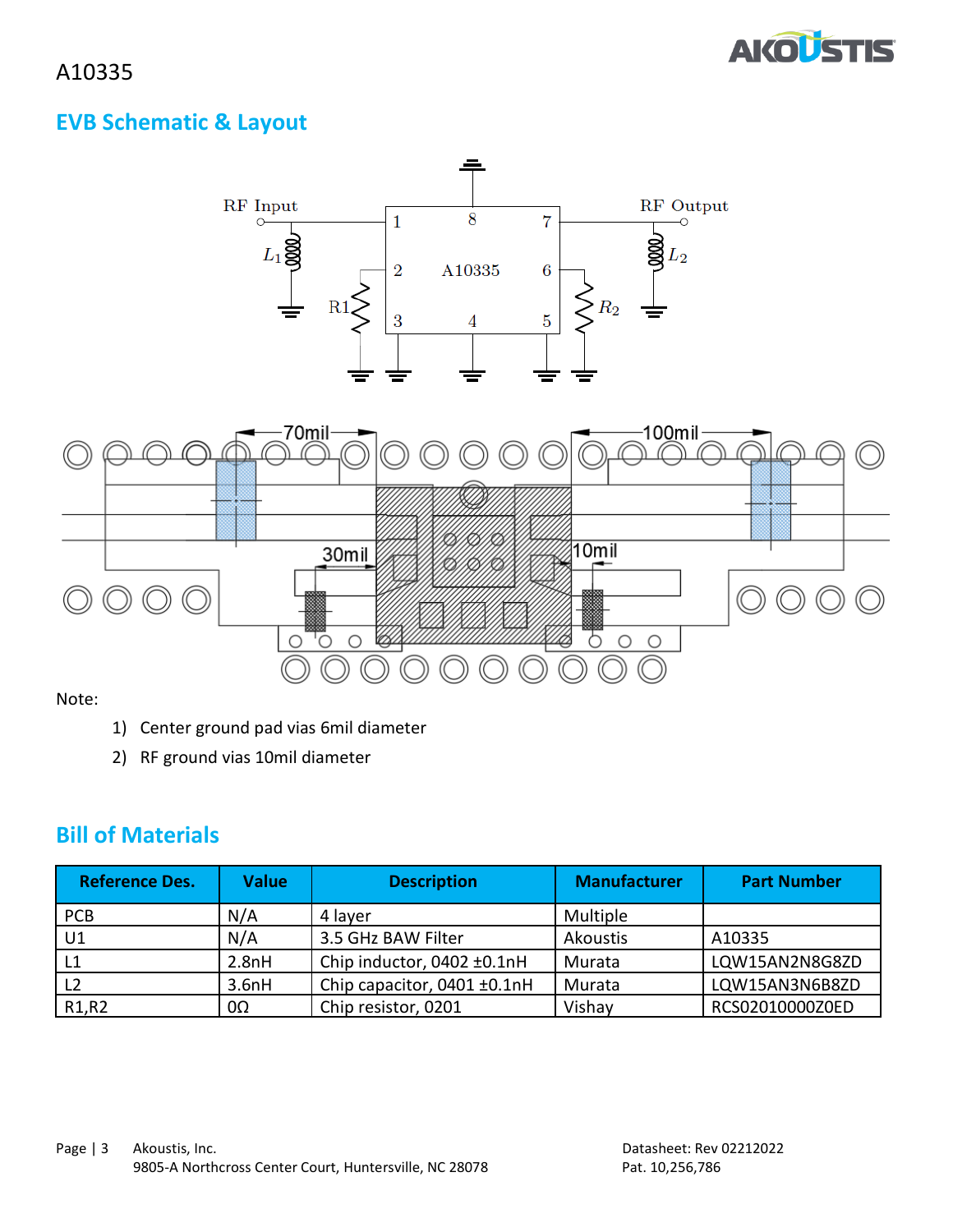## EVB Schematic & Layout

Note:

1) Center ground pad vias 6mil diameter
2) RF ground vias 10mil diameter

## Bill of Materials

| Reference Des. | Value | Description | Manufacturer | Part Number |
|---|---|---|---|---|
| PCB | N/A | 4 layer | Multiple | |
| U1 | N/A | 3.5 GHz BAW Filter | Akoustis | A10335 |
| L1 | 2.8nH | Chip inductor, 0402 ±0.1nH | Murata | LQW15AN2N8G8ZD |
| L2 | 3.6nH | Chip capacitor, 0401 ±0.1nH | Murata | LQW15AN3N6B8ZD |
| R1,R2 | 0Ω | Chip resistor, 0201 | Vishay | RCS02010000Z0ED |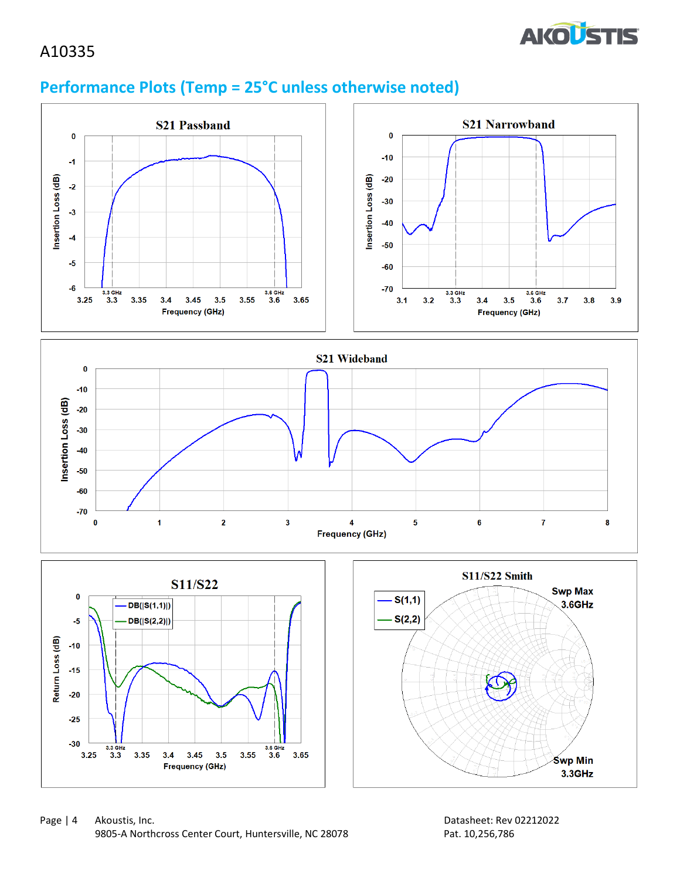## Performance Plots (Temp = 25°C unless otherwise noted)

S21 Passband

S21 Narrowband

S21 Wideband

S11/S22

S11/S22 Smith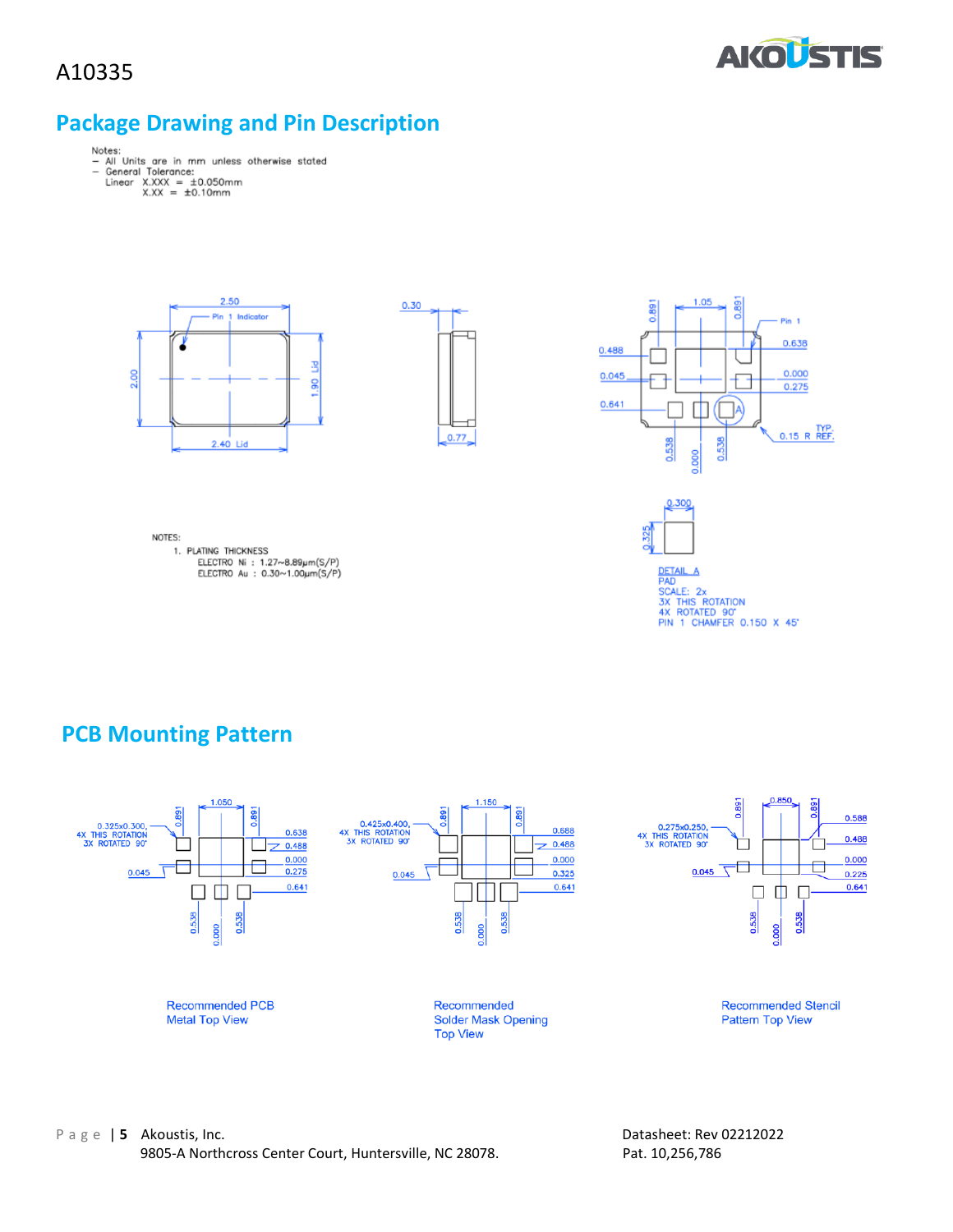A10335

## Package Drawing and Pin Description

Notes:
- All Units are in mm unless otherwise stated
- General Tolerance:
  Linear X.XXX = ±0.050mm
  X.XX = ±0.10mm

NOTES:
1. PLATING THICKNESS
   ELECTRO Ni : 1.27~8.89μm(S/P)
   ELECTRO Au : 0.30~1.00μm(S/P)

DETAIL A
PAD
SCALE: 2x
3X THIS ROTATION
4X ROTATED 90°
PIN 1 CHAMFER 0.150 X 45°

## PCB Mounting Pattern

Recommended PCB Metal Top View

Recommended Solder Mask Opening Top View

Recommended Stencil Pattern Top View

Akoustis, Inc.
9805-A Northcross Center Court, Huntersville, NC 28078.

Datasheet: Rev 02212022
Pat. 10,256,786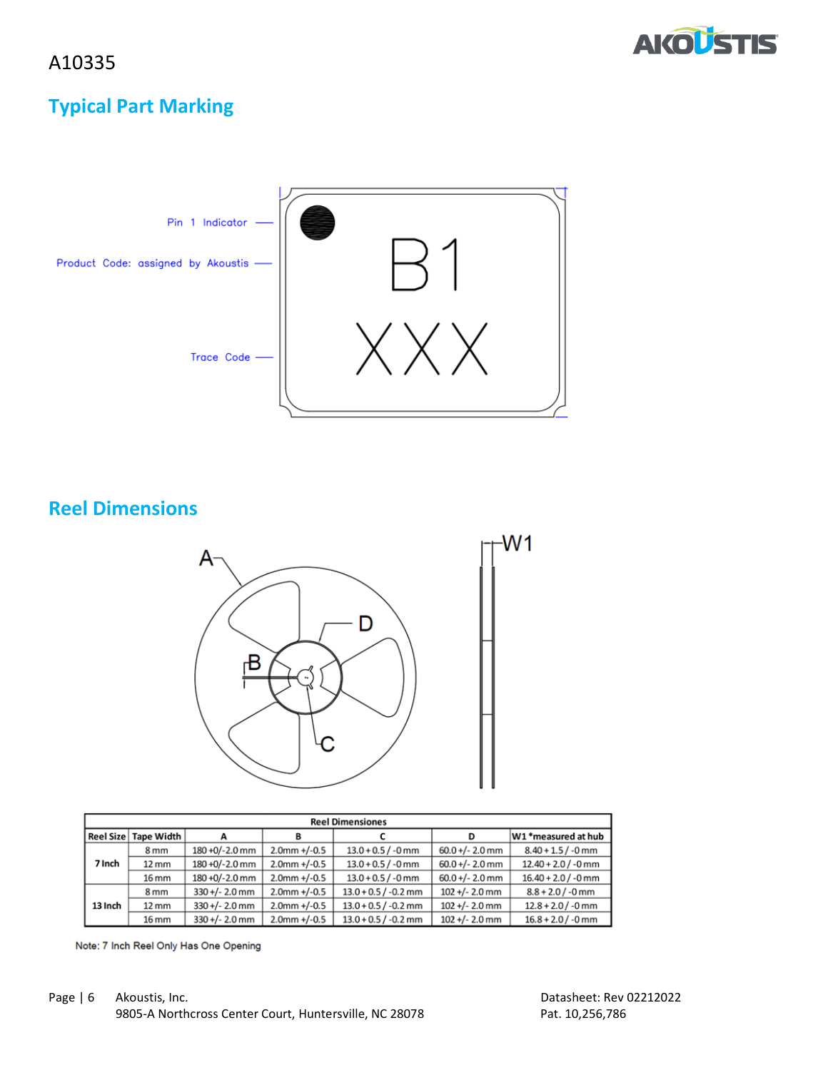A10335

## Typical Part Marking

Pin 1 Indicator

Product Code: assigned by Akoustis

Trace Code

B1

XXX

## Reel Dimensions

| Reel Dimensiones | | | | | | |
|---|---|---|---|---|---|---|
| Reel Size | Tape Width | A | B | C | D | W1 *measured at hub |
| 7 Inch | 8 mm | 180 +0/-2.0 mm | 2.0mm +/-0.5 | 13.0 + 0.5 / -0 mm | 60.0 +/- 2.0 mm | 8.40 + 1.5 / -0 mm |
| | 12 mm | 180 +0/-2.0 mm | 2.0mm +/-0.5 | 13.0 + 0.5 / -0 mm | 60.0 +/- 2.0 mm | 12.40 + 2.0 / -0 mm |
| | 16 mm | 180 +0/-2.0 mm | 2.0mm +/-0.5 | 13.0 + 0.5 / -0 mm | 60.0 +/- 2.0 mm | 16.40 + 2.0 / -0 mm |
| 13 Inch | 8 mm | 330 +/- 2.0 mm | 2.0mm +/-0.5 | 13.0 + 0.5 / -0.2 mm | 102 +/- 2.0 mm | 8.8 + 2.0 / -0 mm |
| | 12 mm | 330 +/- 2.0 mm | 2.0mm +/-0.5 | 13.0 + 0.5 / -0.2 mm | 102 +/- 2.0 mm | 12.8 + 2.0 / -0 mm |
| | 16 mm | 330 +/- 2.0 mm | 2.0mm +/-0.5 | 13.0 + 0.5 / -0.2 mm | 102 +/- 2.0 mm | 16.8 + 2.0 / -0 mm |

Note: 7 Inch Reel Only Has One Opening

Akoustis, Inc.
9805-A Northcross Center Court, Huntersville, NC 28078

Datasheet: Rev 02212022
Pat. 10,256,786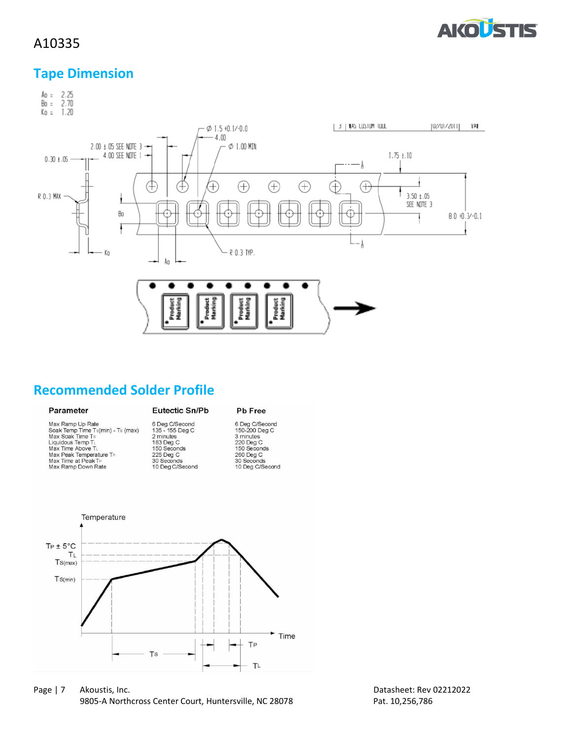## Tape Dimension

Ao = 2.25
Bo = 2.70
Ko = 1.20

## Recommended Solder Profile

| Parameter | Eutectic Sn/Pb | Pb Free |
|---|---|---|
| Max Ramp Up Rate | 6 Deg C/Second | 6 Deg C/Second |
| Soak Temp Time $T_S$(min) - $T_S$ (max) | 135 - 155 Deg C | 150-200 Deg C |
| Max Soak Time $T_S$ | 2 minutes | 3 minutes |
| Liquidous Temp $T_L$ | 183 Deg C | 220 Deg C |
| Max Time Above $T_L$ | 150 Seconds | 150 Seconds |
| Max Peak Temperature $T_P$ | 225 Deg C | 260 Deg C |
| Max Time at Peak $T_P$ | 30 Seconds | 30 Seconds |
| Max Ramp Down Rate | 10 Deg C/Second | 10 Deg C/Second |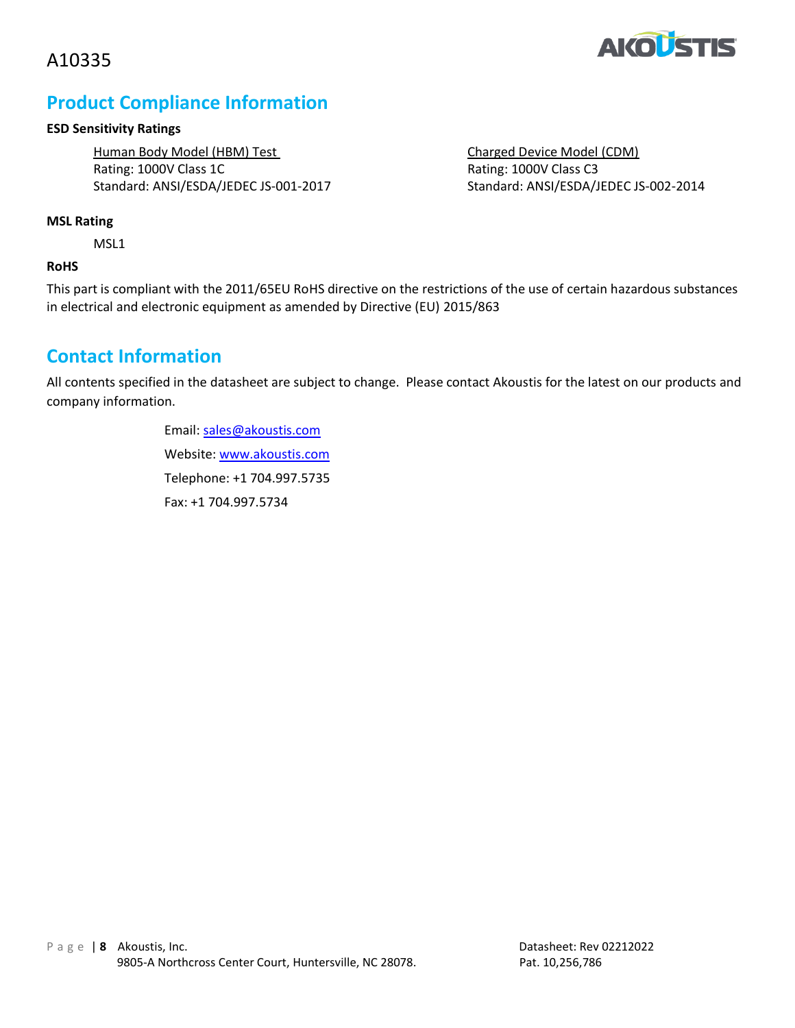## Product Compliance Information

**ESD Sensitivity Ratings**

Human Body Model (HBM) Test
Rating: 1000V Class 1C
Standard: ANSI/ESDA/JEDEC JS-001-2017

Charged Device Model (CDM)
Rating: 1000V Class C3
Standard: ANSI/ESDA/JEDEC JS-002-2014

**MSL Rating**

MSL1

**RoHS**

This part is compliant with the 2011/65EU RoHS directive on the restrictions of the use of certain hazardous substances in electrical and electronic equipment as amended by Directive (EU) 2015/863

## Contact Information

All contents specified in the datasheet are subject to change. Please contact Akoustis for the latest on our products and company information.

Email: sales@akoustis.com

Website: www.akoustis.com

Telephone: +1 704.997.5735

Fax: +1 704.997.5734